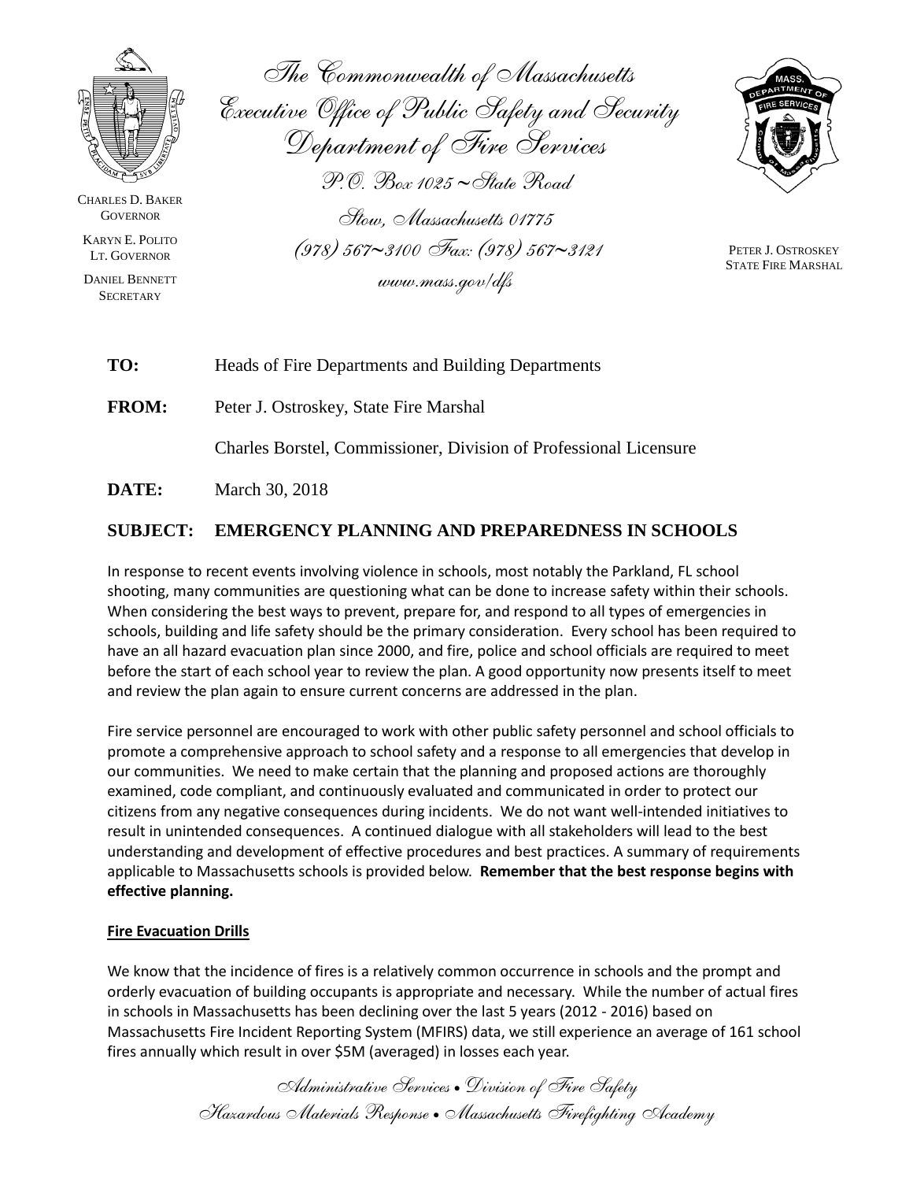The Commonwealth of Massachusetts
Executive Office of Public Safety and Security
Department of Fire Services

P.O. Box 1025 ~ State Road
Stow, Massachusetts 01775
(978) 567~3100 Fax: (978) 567~3121
www.mass.gov/dfs

CHARLES D. BAKER
GOVERNOR

KARYN E. POLITO
LT. GOVERNOR

DANIEL BENNETT
SECRETARY

PETER J. OSTROSKEY
STATE FIRE MARSHAL

**TO:** Heads of Fire Departments and Building Departments

**FROM:** Peter J. Ostroskey, State Fire Marshal

Charles Borstel, Commissioner, Division of Professional Licensure

**DATE:** March 30, 2018

**SUBJECT: EMERGENCY PLANNING AND PREPAREDNESS IN SCHOOLS**

In response to recent events involving violence in schools, most notably the Parkland, FL school shooting, many communities are questioning what can be done to increase safety within their schools. When considering the best ways to prevent, prepare for, and respond to all types of emergencies in schools, building and life safety should be the primary consideration. Every school has been required to have an all hazard evacuation plan since 2000, and fire, police and school officials are required to meet before the start of each school year to review the plan. A good opportunity now presents itself to meet and review the plan again to ensure current concerns are addressed in the plan.

Fire service personnel are encouraged to work with other public safety personnel and school officials to promote a comprehensive approach to school safety and a response to all emergencies that develop in our communities. We need to make certain that the planning and proposed actions are thoroughly examined, code compliant, and continuously evaluated and communicated in order to protect our citizens from any negative consequences during incidents. We do not want well-intended initiatives to result in unintended consequences. A continued dialogue with all stakeholders will lead to the best understanding and development of effective procedures and best practices. A summary of requirements applicable to Massachusetts schools is provided below. **Remember that the best response begins with effective planning.**

**Fire Evacuation Drills**

We know that the incidence of fires is a relatively common occurrence in schools and the prompt and orderly evacuation of building occupants is appropriate and necessary. While the number of actual fires in schools in Massachusetts has been declining over the last 5 years (2012 - 2016) based on Massachusetts Fire Incident Reporting System (MFIRS) data, we still experience an average of 161 school fires annually which result in over $5M (averaged) in losses each year.

*Administrative Services • Division of Fire Safety*
*Hazardous Materials Response • Massachusetts Firefighting Academy*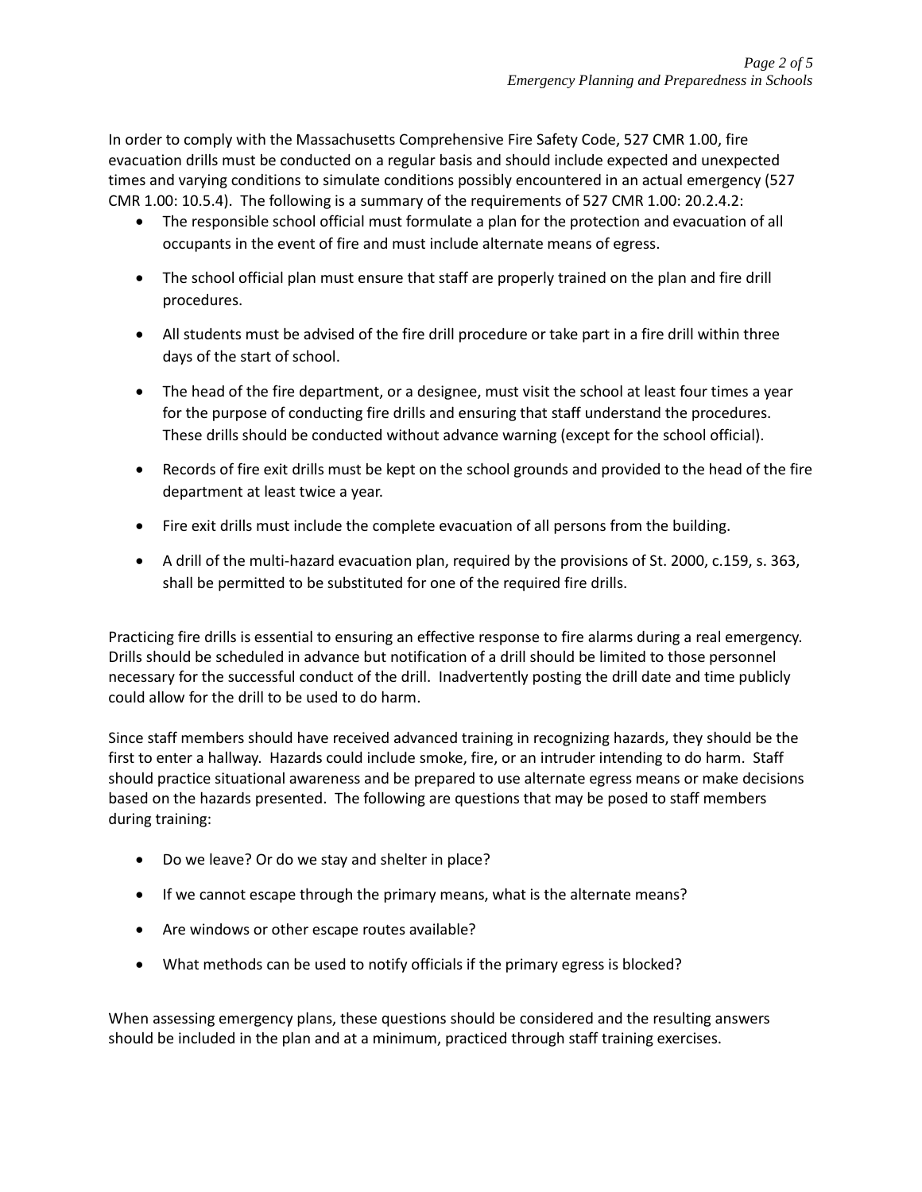In order to comply with the Massachusetts Comprehensive Fire Safety Code, 527 CMR 1.00, fire evacuation drills must be conducted on a regular basis and should include expected and unexpected times and varying conditions to simulate conditions possibly encountered in an actual emergency (527 CMR 1.00: 10.5.4). The following is a summary of the requirements of 527 CMR 1.00: 20.2.4.2:

- The responsible school official must formulate a plan for the protection and evacuation of all occupants in the event of fire and must include alternate means of egress.
- The school official plan must ensure that staff are properly trained on the plan and fire drill procedures.
- All students must be advised of the fire drill procedure or take part in a fire drill within three days of the start of school.
- The head of the fire department, or a designee, must visit the school at least four times a year for the purpose of conducting fire drills and ensuring that staff understand the procedures. These drills should be conducted without advance warning (except for the school official).
- Records of fire exit drills must be kept on the school grounds and provided to the head of the fire department at least twice a year.
- Fire exit drills must include the complete evacuation of all persons from the building.
- A drill of the multi-hazard evacuation plan, required by the provisions of St. 2000, c.159, s. 363, shall be permitted to be substituted for one of the required fire drills.

Practicing fire drills is essential to ensuring an effective response to fire alarms during a real emergency. Drills should be scheduled in advance but notification of a drill should be limited to those personnel necessary for the successful conduct of the drill. Inadvertently posting the drill date and time publicly could allow for the drill to be used to do harm.

Since staff members should have received advanced training in recognizing hazards, they should be the first to enter a hallway. Hazards could include smoke, fire, or an intruder intending to do harm. Staff should practice situational awareness and be prepared to use alternate egress means or make decisions based on the hazards presented. The following are questions that may be posed to staff members during training:

- Do we leave? Or do we stay and shelter in place?
- If we cannot escape through the primary means, what is the alternate means?
- Are windows or other escape routes available?
- What methods can be used to notify officials if the primary egress is blocked?

When assessing emergency plans, these questions should be considered and the resulting answers should be included in the plan and at a minimum, practiced through staff training exercises.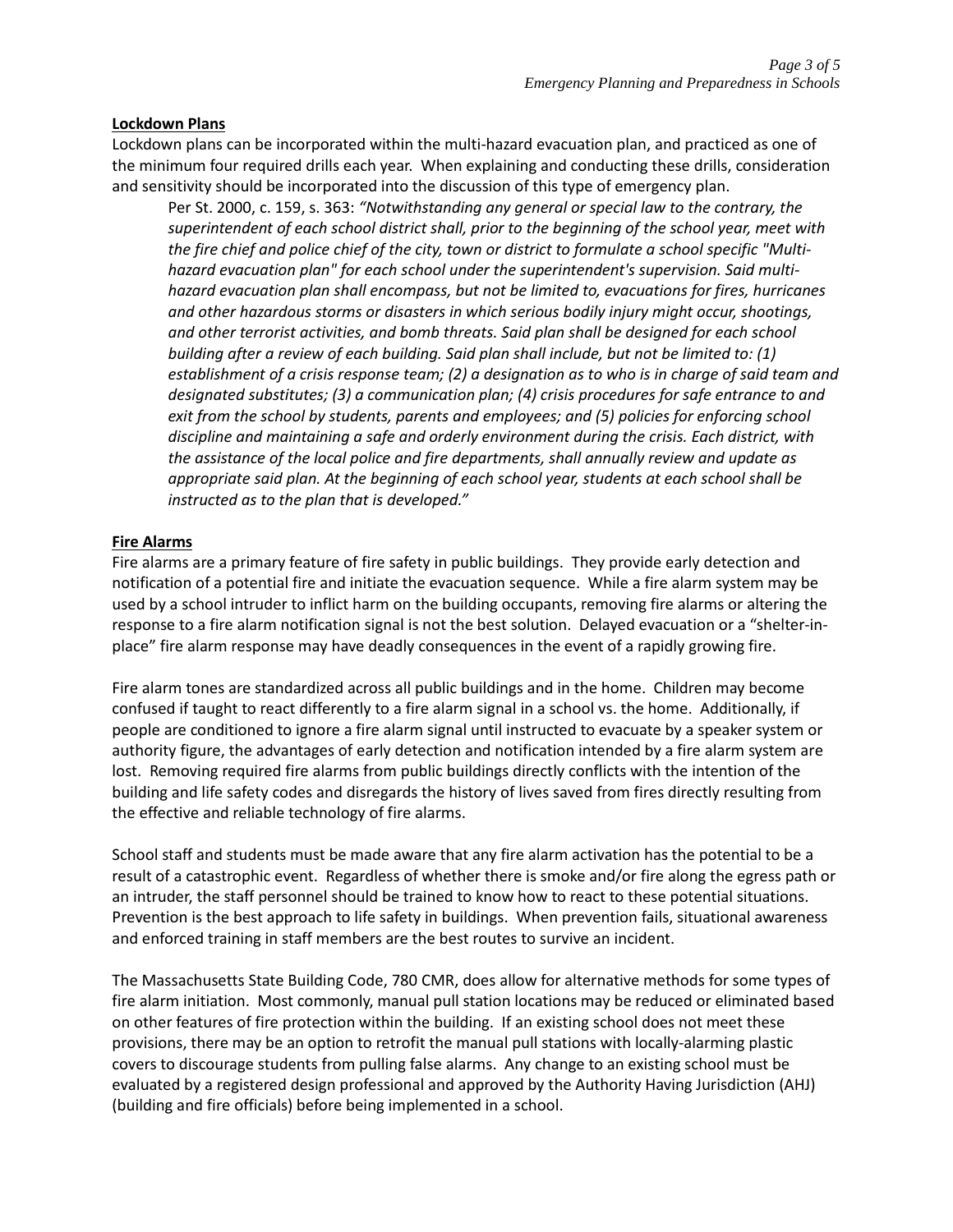**Lockdown Plans**

Lockdown plans can be incorporated within the multi-hazard evacuation plan, and practiced as one of the minimum four required drills each year. When explaining and conducting these drills, consideration and sensitivity should be incorporated into the discussion of this type of emergency plan.

> Per St. 2000, c. 159, s. 363: *"Notwithstanding any general or special law to the contrary, the superintendent of each school district shall, prior to the beginning of the school year, meet with the fire chief and police chief of the city, town or district to formulate a school specific "Multi-hazard evacuation plan" for each school under the superintendent's supervision. Said multi-hazard evacuation plan shall encompass, but not be limited to, evacuations for fires, hurricanes and other hazardous storms or disasters in which serious bodily injury might occur, shootings, and other terrorist activities, and bomb threats. Said plan shall be designed for each school building after a review of each building. Said plan shall include, but not be limited to: (1) establishment of a crisis response team; (2) a designation as to who is in charge of said team and designated substitutes; (3) a communication plan; (4) crisis procedures for safe entrance to and exit from the school by students, parents and employees; and (5) policies for enforcing school discipline and maintaining a safe and orderly environment during the crisis. Each district, with the assistance of the local police and fire departments, shall annually review and update as appropriate said plan. At the beginning of each school year, students at each school shall be instructed as to the plan that is developed."*

**Fire Alarms**

Fire alarms are a primary feature of fire safety in public buildings. They provide early detection and notification of a potential fire and initiate the evacuation sequence. While a fire alarm system may be used by a school intruder to inflict harm on the building occupants, removing fire alarms or altering the response to a fire alarm notification signal is not the best solution. Delayed evacuation or a "shelter-in-place" fire alarm response may have deadly consequences in the event of a rapidly growing fire.

Fire alarm tones are standardized across all public buildings and in the home. Children may become confused if taught to react differently to a fire alarm signal in a school vs. the home. Additionally, if people are conditioned to ignore a fire alarm signal until instructed to evacuate by a speaker system or authority figure, the advantages of early detection and notification intended by a fire alarm system are lost. Removing required fire alarms from public buildings directly conflicts with the intention of the building and life safety codes and disregards the history of lives saved from fires directly resulting from the effective and reliable technology of fire alarms.

School staff and students must be made aware that any fire alarm activation has the potential to be a result of a catastrophic event. Regardless of whether there is smoke and/or fire along the egress path or an intruder, the staff personnel should be trained to know how to react to these potential situations. Prevention is the best approach to life safety in buildings. When prevention fails, situational awareness and enforced training in staff members are the best routes to survive an incident.

The Massachusetts State Building Code, 780 CMR, does allow for alternative methods for some types of fire alarm initiation. Most commonly, manual pull station locations may be reduced or eliminated based on other features of fire protection within the building. If an existing school does not meet these provisions, there may be an option to retrofit the manual pull stations with locally-alarming plastic covers to discourage students from pulling false alarms. Any change to an existing school must be evaluated by a registered design professional and approved by the Authority Having Jurisdiction (AHJ) (building and fire officials) before being implemented in a school.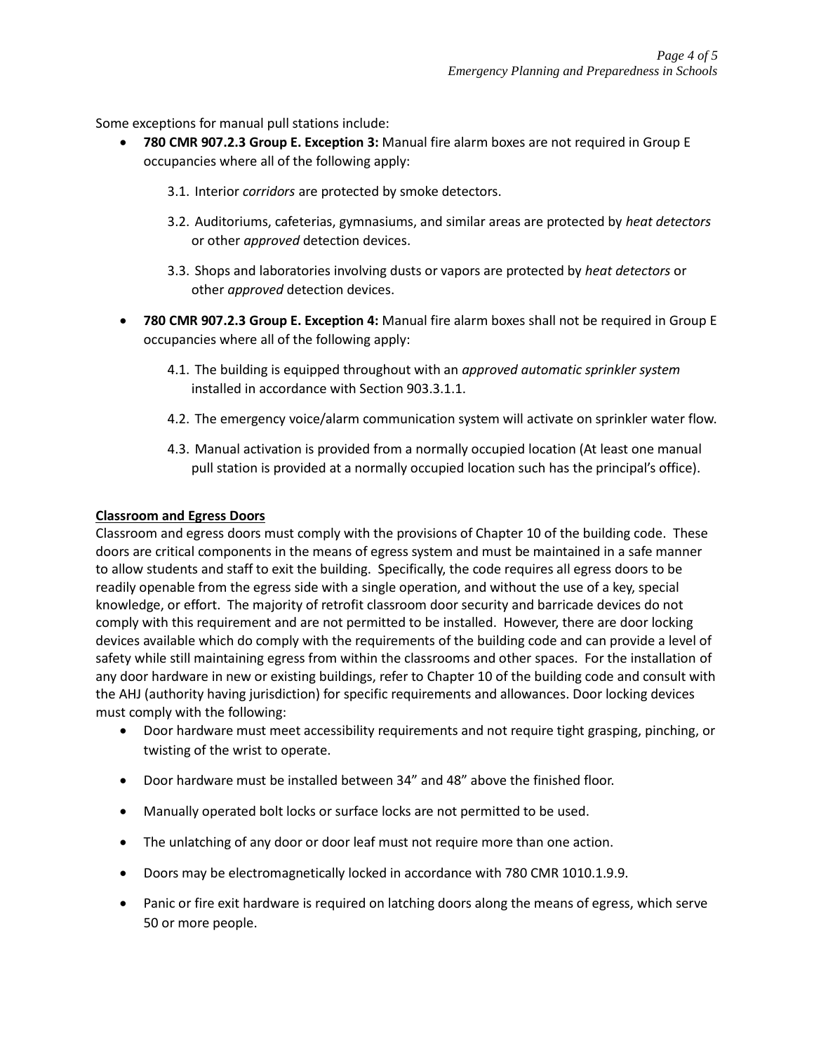Some exceptions for manual pull stations include:

- **780 CMR 907.2.3 Group E. Exception 3:** Manual fire alarm boxes are not required in Group E occupancies where all of the following apply:

    3.1. Interior *corridors* are protected by smoke detectors.

    3.2. Auditoriums, cafeterias, gymnasiums, and similar areas are protected by *heat detectors* or other *approved* detection devices.

    3.3. Shops and laboratories involving dusts or vapors are protected by *heat detectors* or other *approved* detection devices.

- **780 CMR 907.2.3 Group E. Exception 4:** Manual fire alarm boxes shall not be required in Group E occupancies where all of the following apply:

    4.1. The building is equipped throughout with an *approved automatic sprinkler system* installed in accordance with Section 903.3.1.1.

    4.2. The emergency voice/alarm communication system will activate on sprinkler water flow.

    4.3. Manual activation is provided from a normally occupied location (At least one manual pull station is provided at a normally occupied location such has the principal's office).

**Classroom and Egress Doors**

Classroom and egress doors must comply with the provisions of Chapter 10 of the building code. These doors are critical components in the means of egress system and must be maintained in a safe manner to allow students and staff to exit the building. Specifically, the code requires all egress doors to be readily openable from the egress side with a single operation, and without the use of a key, special knowledge, or effort. The majority of retrofit classroom door security and barricade devices do not comply with this requirement and are not permitted to be installed. However, there are door locking devices available which do comply with the requirements of the building code and can provide a level of safety while still maintaining egress from within the classrooms and other spaces. For the installation of any door hardware in new or existing buildings, refer to Chapter 10 of the building code and consult with the AHJ (authority having jurisdiction) for specific requirements and allowances. Door locking devices must comply with the following:

- Door hardware must meet accessibility requirements and not require tight grasping, pinching, or twisting of the wrist to operate.
- Door hardware must be installed between 34" and 48" above the finished floor.
- Manually operated bolt locks or surface locks are not permitted to be used.
- The unlatching of any door or door leaf must not require more than one action.
- Doors may be electromagnetically locked in accordance with 780 CMR 1010.1.9.9.
- Panic or fire exit hardware is required on latching doors along the means of egress, which serve 50 or more people.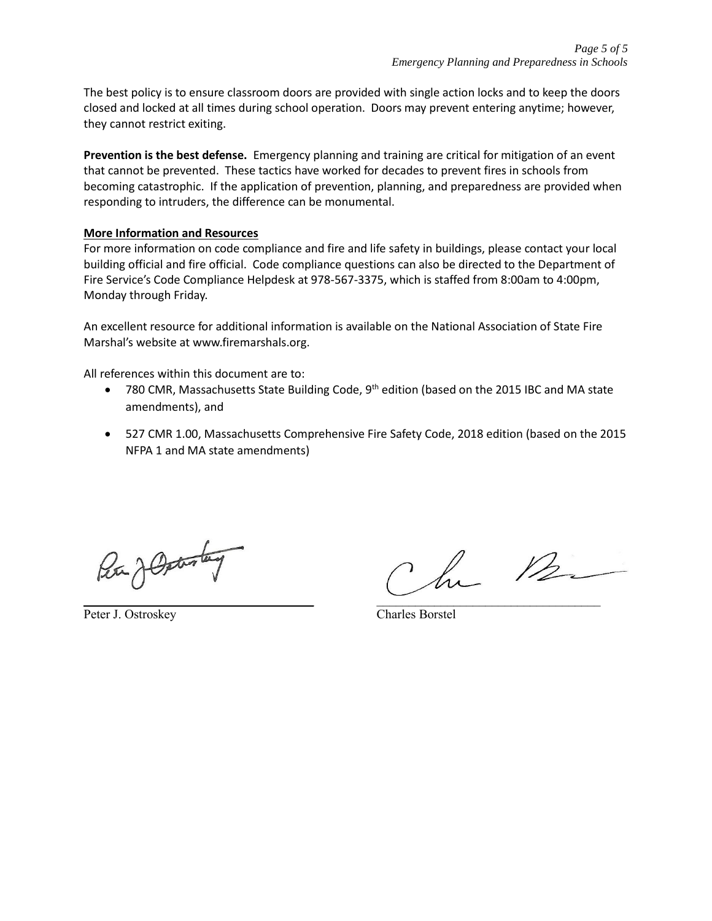The best policy is to ensure classroom doors are provided with single action locks and to keep the doors closed and locked at all times during school operation. Doors may prevent entering anytime; however, they cannot restrict exiting.

**Prevention is the best defense.** Emergency planning and training are critical for mitigation of an event that cannot be prevented. These tactics have worked for decades to prevent fires in schools from becoming catastrophic. If the application of prevention, planning, and preparedness are provided when responding to intruders, the difference can be monumental.

**More Information and Resources**

For more information on code compliance and fire and life safety in buildings, please contact your local building official and fire official. Code compliance questions can also be directed to the Department of Fire Service's Code Compliance Helpdesk at 978-567-3375, which is staffed from 8:00am to 4:00pm, Monday through Friday.

An excellent resource for additional information is available on the National Association of State Fire Marshal's website at www.firemarshals.org.

All references within this document are to:

- 780 CMR, Massachusetts State Building Code, 9th edition (based on the 2015 IBC and MA state amendments), and
- 527 CMR 1.00, Massachusetts Comprehensive Fire Safety Code, 2018 edition (based on the 2015 NFPA 1 and MA state amendments)

Peter J. Ostroskey

Charles Borstel